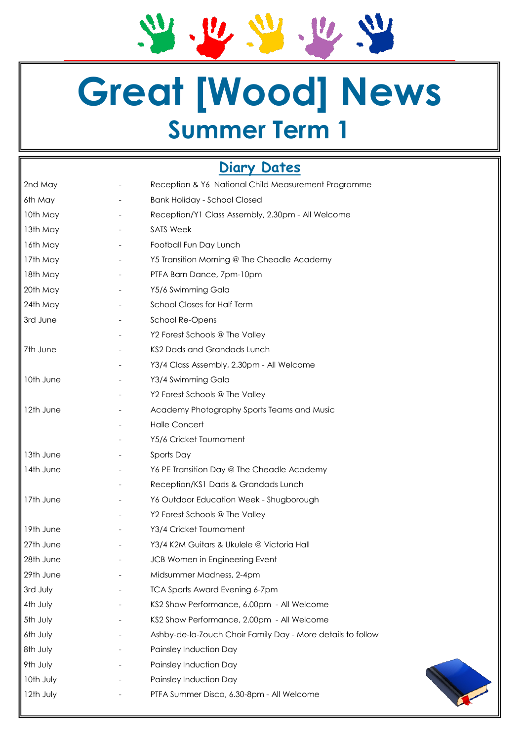# Great [Wood] News

## Summer Term 1

## Diary Dates

| | | |
|---|---|---|
| 2nd May | - | Reception & Y6 National Child Measurement Programme |
| 6th May | - | Bank Holiday - School Closed |
| 10th May | - | Reception/Y1 Class Assembly, 2.30pm - All Welcome |
| 13th May | - | SATS Week |
| 16th May | - | Football Fun Day Lunch |
| 17th May | - | Y5 Transition Morning @ The Cheadle Academy |
| 18th May | - | PTFA Barn Dance, 7pm-10pm |
| 20th May | - | Y5/6 Swimming Gala |
| 24th May | - | School Closes for Half Term |
| 3rd June | - | School Re-Opens |
| | - | Y2 Forest Schools @ The Valley |
| 7th June | - | KS2 Dads and Grandads Lunch |
| | - | Y3/4 Class Assembly, 2.30pm - All Welcome |
| 10th June | - | Y3/4 Swimming Gala |
| | - | Y2 Forest Schools @ The Valley |
| 12th June | - | Academy Photography Sports Teams and Music |
| | - | Halle Concert |
| | - | Y5/6 Cricket Tournament |
| 13th June | - | Sports Day |
| 14th June | - | Y6 PE Transition Day @ The Cheadle Academy |
| | - | Reception/KS1 Dads & Grandads Lunch |
| 17th June | - | Y6 Outdoor Education Week - Shugborough |
| | - | Y2 Forest Schools @ The Valley |
| 19th June | - | Y3/4 Cricket Tournament |
| 27th June | - | Y3/4 K2M Guitars & Ukulele @ Victoria Hall |
| 28th June | - | JCB Women in Engineering Event |
| 29th June | - | Midsummer Madness, 2-4pm |
| 3rd July | - | TCA Sports Award Evening 6-7pm |
| 4th July | - | KS2 Show Performance, 6.00pm - All Welcome |
| 5th July | - | KS2 Show Performance, 2.00pm - All Welcome |
| 6th July | - | Ashby-de-la-Zouch Choir Family Day - More details to follow |
| 8th July | - | Painsley Induction Day |
| 9th July | - | Painsley Induction Day |
| 10th July | - | Painsley Induction Day |
| 12th July | - | PTFA Summer Disco, 6.30-8pm - All Welcome |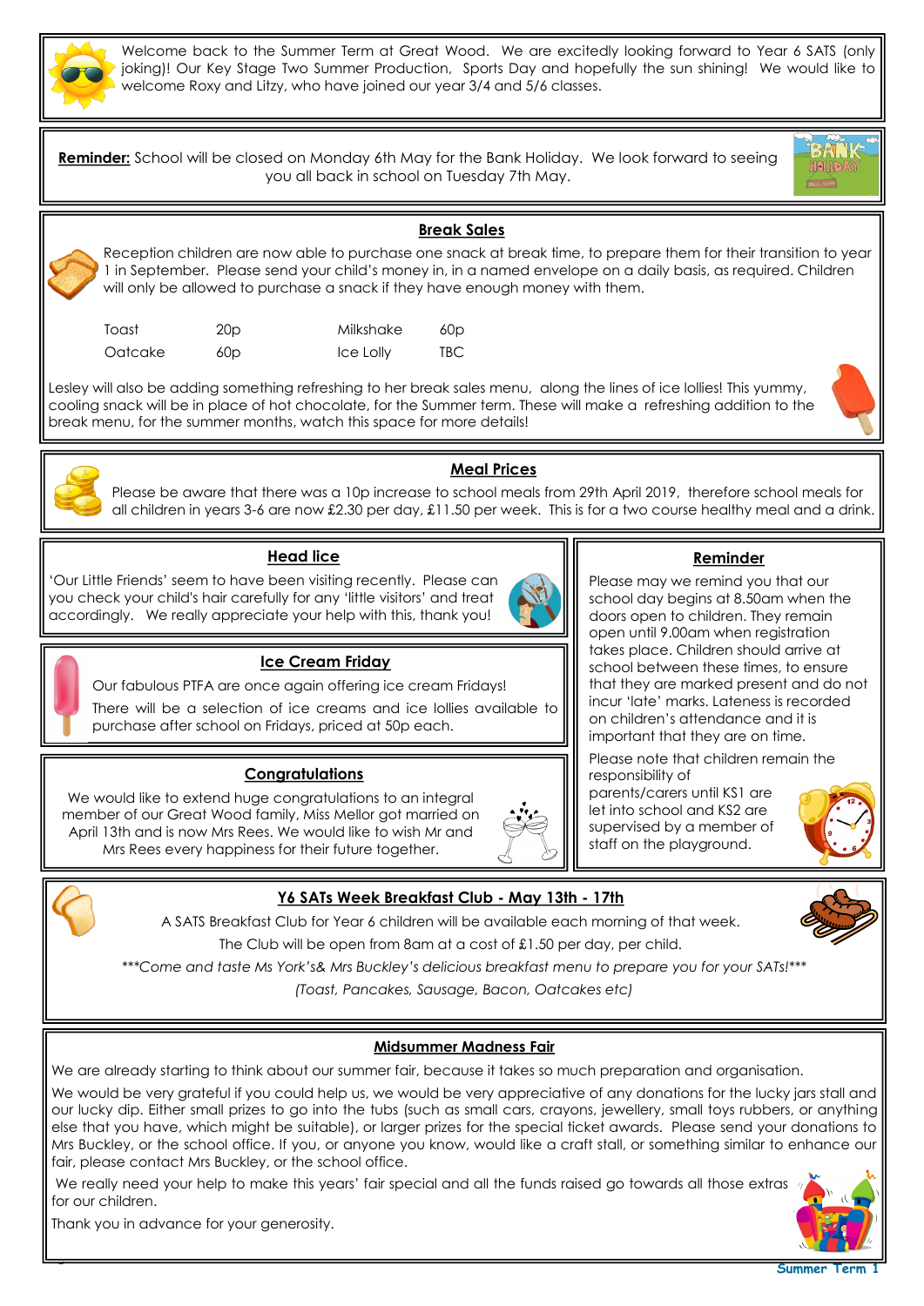Welcome back to the Summer Term at Great Wood. We are excitedly looking forward to Year 6 SATS (only joking)! Our Key Stage Two Summer Production, Sports Day and hopefully the sun shining! We would like to welcome Roxy and Litzy, who have joined our year 3/4 and 5/6 classes.

**Reminder:** School will be closed on Monday 6th May for the Bank Holiday. We look forward to seeing you all back in school on Tuesday 7th May.

## Break Sales

Reception children are now able to purchase one snack at break time, to prepare them for their transition to year 1 in September. Please send your child's money in, in a named envelope on a daily basis, as required. Children will only be allowed to purchase a snack if they have enough money with them.

| | | | |
|---|---|---|---|
| Toast | 20p | Milkshake | 60p |
| Oatcake | 60p | Ice Lolly | TBC |

Lesley will also be adding something refreshing to her break sales menu, along the lines of ice lollies! This yummy, cooling snack will be in place of hot chocolate, for the Summer term. These will make a refreshing addition to the break menu, for the summer months, watch this space for more details!

## Meal Prices

Please be aware that there was a 10p increase to school meals from 29th April 2019, therefore school meals for all children in years 3-6 are now £2.30 per day, £11.50 per week. This is for a two course healthy meal and a drink.

## Head lice

'Our Little Friends' seem to have been visiting recently. Please can you check your child's hair carefully for any 'little visitors' and treat accordingly. We really appreciate your help with this, thank you!

## Ice Cream Friday

Our fabulous PTFA are once again offering ice cream Fridays!

There will be a selection of ice creams and ice lollies available to purchase after school on Fridays, priced at 50p each.

## Congratulations

We would like to extend huge congratulations to an integral member of our Great Wood family, Miss Mellor got married on April 13th and is now Mrs Rees. We would like to wish Mr and Mrs Rees every happiness for their future together.

## Reminder

Please may we remind you that our school day begins at 8.50am when the doors open to children. They remain open until 9.00am when registration takes place. Children should arrive at school between these times, to ensure that they are marked present and do not incur 'late' marks. Lateness is recorded on children's attendance and it is important that they are on time.

Please note that children remain the responsibility of parents/carers until KS1 are let into school and KS2 are supervised by a member of staff on the playground.

## Y6 SATs Week Breakfast Club - May 13th - 17th

A SATS Breakfast Club for Year 6 children will be available each morning of that week.

The Club will be open from 8am at a cost of £1.50 per day, per child.

****Come and taste Ms York's& Mrs Buckley's delicious breakfast menu to prepare you for your SATs!****

*(Toast, Pancakes, Sausage, Bacon, Oatcakes etc)*

## Midsummer Madness Fair

We are already starting to think about our summer fair, because it takes so much preparation and organisation.

We would be very grateful if you could help us, we would be very appreciative of any donations for the lucky jars stall and our lucky dip. Either small prizes to go into the tubs (such as small cars, crayons, jewellery, small toys rubbers, or anything else that you have, which might be suitable), or larger prizes for the special ticket awards. Please send your donations to Mrs Buckley, or the school office. If you, or anyone you know, would like a craft stall, or something similar to enhance our fair, please contact Mrs Buckley, or the school office.

We really need your help to make this years' fair special and all the funds raised go towards all those extras for our children.

Thank you in advance for your generosity.